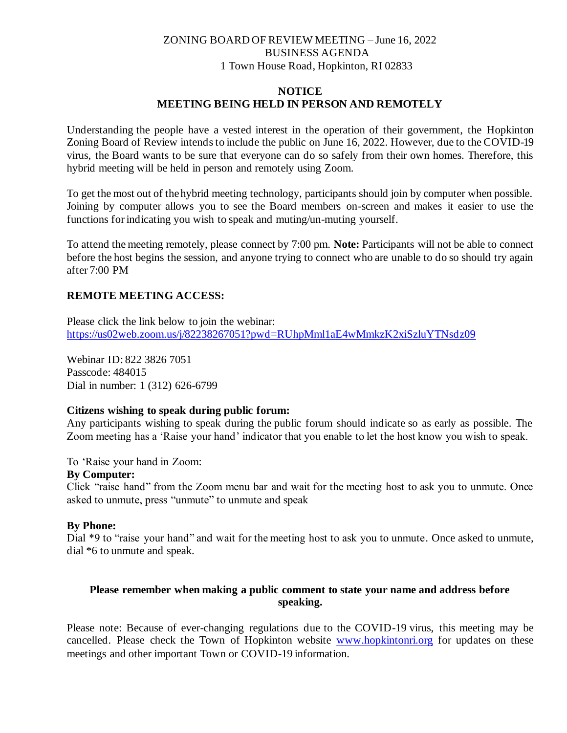ZONING BOARD OF REVIEW MEETING – June 16, 2022
BUSINESS AGENDA
1 Town House Road, Hopkinton, RI 02833

## NOTICE
## MEETING BEING HELD IN PERSON AND REMOTELY

Understanding the people have a vested interest in the operation of their government, the Hopkinton Zoning Board of Review intends to include the public on June 16, 2022. However, due to the COVID-19 virus, the Board wants to be sure that everyone can do so safely from their own homes. Therefore, this hybrid meeting will be held in person and remotely using Zoom.

To get the most out of the hybrid meeting technology, participants should join by computer when possible. Joining by computer allows you to see the Board members on-screen and makes it easier to use the functions for indicating you wish to speak and muting/un-muting yourself.

To attend the meeting remotely, please connect by 7:00 pm. **Note:** Participants will not be able to connect before the host begins the session, and anyone trying to connect who are unable to do so should try again after 7:00 PM

**REMOTE MEETING ACCESS:**

Please click the link below to join the webinar:
https://us02web.zoom.us/j/82238267051?pwd=RUhpMml1aE4wMmkzK2xiSzluYTNsdz09

Webinar ID: 822 3826 7051
Passcode: 484015
Dial in number: 1 (312) 626-6799

**Citizens wishing to speak during public forum:**
Any participants wishing to speak during the public forum should indicate so as early as possible. The Zoom meeting has a 'Raise your hand' indicator that you enable to let the host know you wish to speak.

To 'Raise your hand in Zoom:
**By Computer:**
Click "raise hand" from the Zoom menu bar and wait for the meeting host to ask you to unmute. Once asked to unmute, press "unmute" to unmute and speak

**By Phone:**
Dial *9 to "raise your hand" and wait for the meeting host to ask you to unmute. Once asked to unmute, dial *6 to unmute and speak.

**Please remember when making a public comment to state your name and address before speaking.**

Please note: Because of ever-changing regulations due to the COVID-19 virus, this meeting may be cancelled. Please check the Town of Hopkinton website www.hopkintonri.org for updates on these meetings and other important Town or COVID-19 information.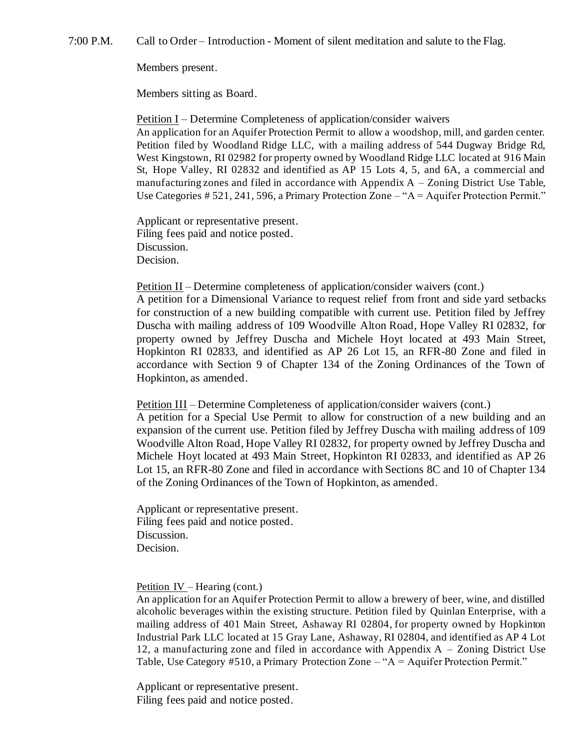7:00 P.M. Call to Order – Introduction - Moment of silent meditation and salute to the Flag.

Members present.

Members sitting as Board.

Petition I – Determine Completeness of application/consider waivers
An application for an Aquifer Protection Permit to allow a woodshop, mill, and garden center. Petition filed by Woodland Ridge LLC, with a mailing address of 544 Dugway Bridge Rd, West Kingstown, RI 02982 for property owned by Woodland Ridge LLC located at 916 Main St, Hope Valley, RI 02832 and identified as AP 15 Lots 4, 5, and 6A, a commercial and manufacturing zones and filed in accordance with Appendix A – Zoning District Use Table, Use Categories # 521, 241, 596, a Primary Protection Zone – "A = Aquifer Protection Permit."

Applicant or representative present.
Filing fees paid and notice posted.
Discussion.
Decision.

Petition II – Determine completeness of application/consider waivers (cont.)
A petition for a Dimensional Variance to request relief from front and side yard setbacks for construction of a new building compatible with current use. Petition filed by Jeffrey Duscha with mailing address of 109 Woodville Alton Road, Hope Valley RI 02832, for property owned by Jeffrey Duscha and Michele Hoyt located at 493 Main Street, Hopkinton RI 02833, and identified as AP 26 Lot 15, an RFR-80 Zone and filed in accordance with Section 9 of Chapter 134 of the Zoning Ordinances of the Town of Hopkinton, as amended.

Petition III – Determine Completeness of application/consider waivers (cont.)
A petition for a Special Use Permit to allow for construction of a new building and an expansion of the current use. Petition filed by Jeffrey Duscha with mailing address of 109 Woodville Alton Road, Hope Valley RI 02832, for property owned by Jeffrey Duscha and Michele Hoyt located at 493 Main Street, Hopkinton RI 02833, and identified as AP 26 Lot 15, an RFR-80 Zone and filed in accordance with Sections 8C and 10 of Chapter 134 of the Zoning Ordinances of the Town of Hopkinton, as amended.

Applicant or representative present.
Filing fees paid and notice posted.
Discussion.
Decision.

Petition IV – Hearing (cont.)
An application for an Aquifer Protection Permit to allow a brewery of beer, wine, and distilled alcoholic beverages within the existing structure. Petition filed by Quinlan Enterprise, with a mailing address of 401 Main Street, Ashaway RI 02804, for property owned by Hopkinton Industrial Park LLC located at 15 Gray Lane, Ashaway, RI 02804, and identified as AP 4 Lot 12, a manufacturing zone and filed in accordance with Appendix A – Zoning District Use Table, Use Category #510, a Primary Protection Zone – "A = Aquifer Protection Permit."

Applicant or representative present.
Filing fees paid and notice posted.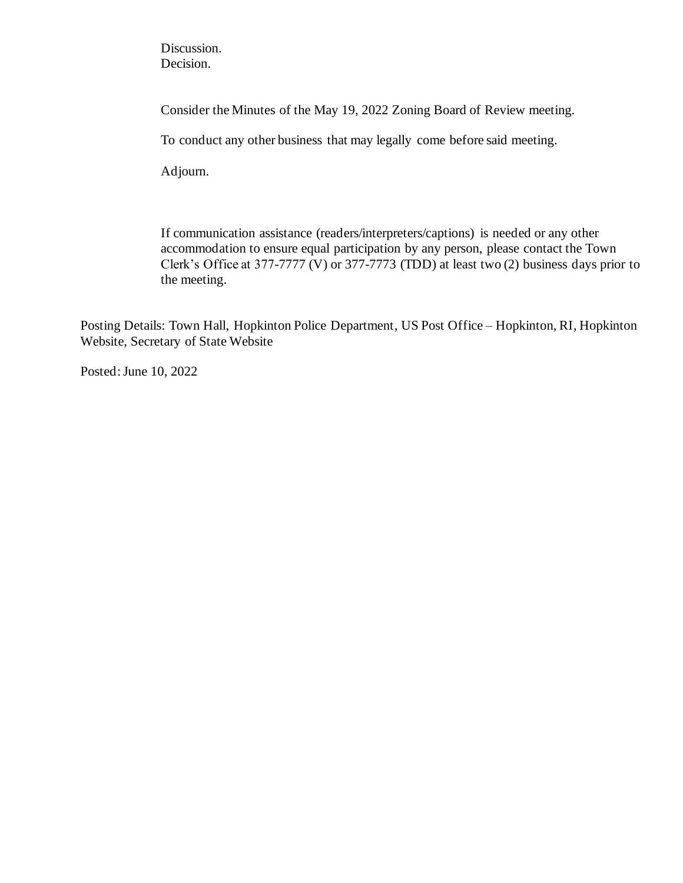Discussion.
Decision.

Consider the Minutes of the May 19, 2022 Zoning Board of Review meeting.

To conduct any other business that may legally come before said meeting.

Adjourn.

If communication assistance (readers/interpreters/captions) is needed or any other accommodation to ensure equal participation by any person, please contact the Town Clerk's Office at 377-7777 (V) or 377-7773 (TDD) at least two (2) business days prior to the meeting.

Posting Details: Town Hall, Hopkinton Police Department, US Post Office – Hopkinton, RI, Hopkinton Website, Secretary of State Website

Posted: June 10, 2022